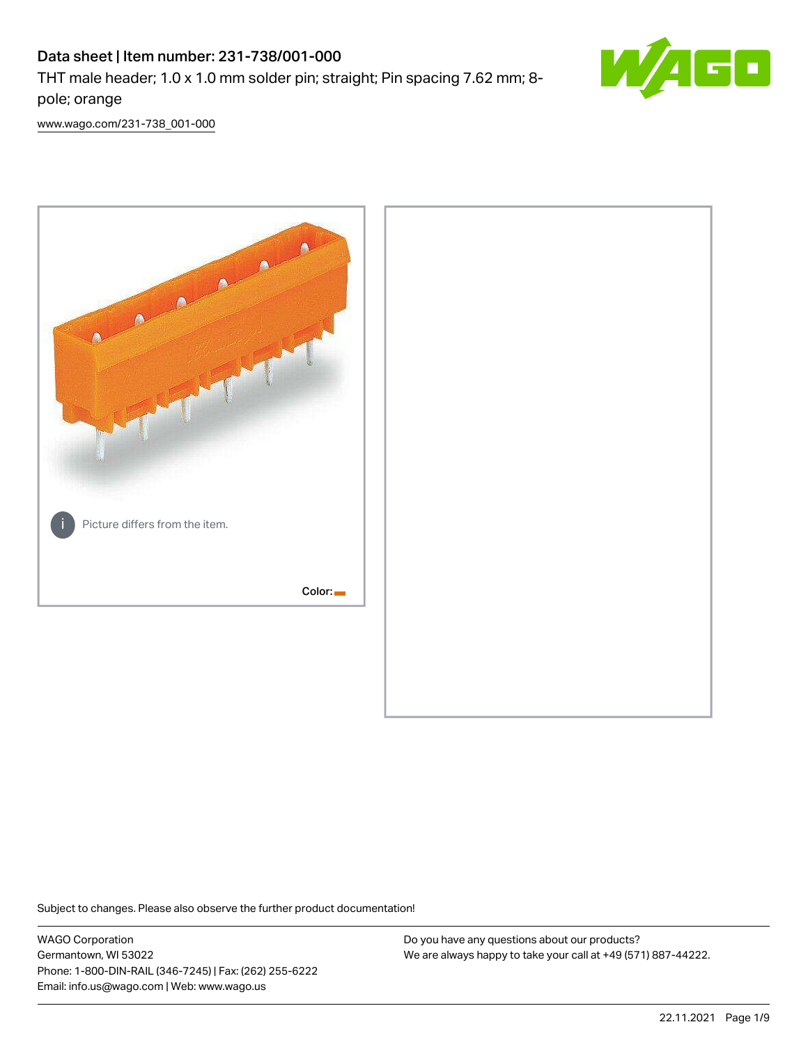# Data sheet | Item number: 231-738/001-000

THT male header; 1.0 x 1.0 mm solder pin; straight; Pin spacing 7.62 mm; 8-pole; orange

www.wago.com/231-738_001-000

Picture differs from the item.

Color:

Subject to changes. Please also observe the further product documentation!

WAGO Corporation
Germantown, WI 53022
Phone: 1-800-DIN-RAIL (346-7245) | Fax: (262) 255-6222
Email: info.us@wago.com | Web: www.wago.us

Do you have any questions about our products?
We are always happy to take your call at +49 (571) 887-44222.

22.11.2021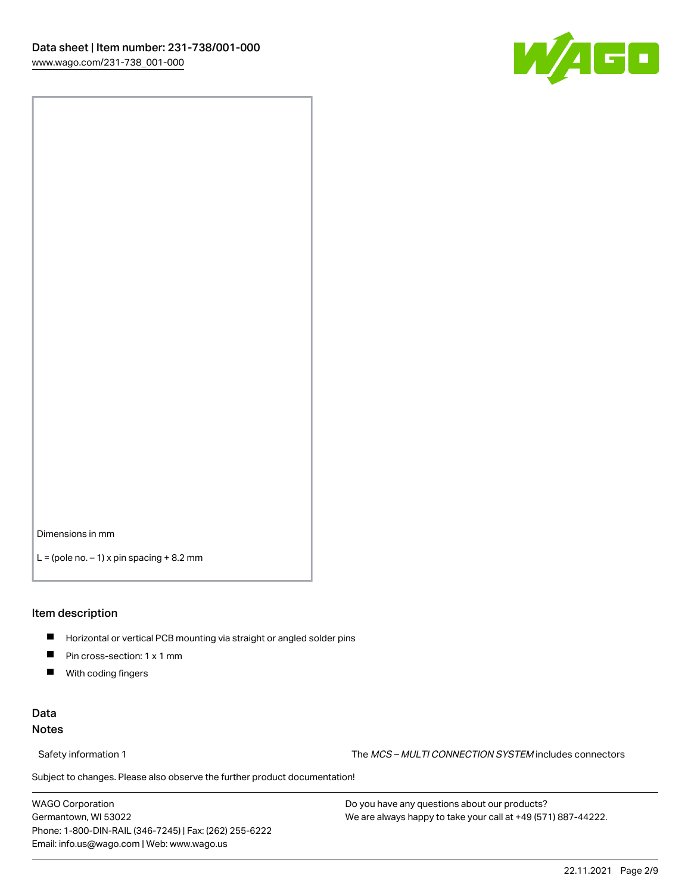Dimensions in mm

L = (pole no. – 1) x pin spacing + 8.2 mm

## Item description

- Horizontal or vertical PCB mounting via straight or angled solder pins
- Pin cross-section: 1 x 1 mm
- With coding fingers

## Data

### Notes

Safety information 1 The *MCS – MULTI CONNECTION SYSTEM* includes connectors

Subject to changes. Please also observe the further product documentation!

WAGO Corporation
Germantown, WI 53022
Phone: 1-800-DIN-RAIL (346-7245) | Fax: (262) 255-6222
Email: info.us@wago.com | Web: www.wago.us

Do you have any questions about our products?
We are always happy to take your call at +49 (571) 887-44222.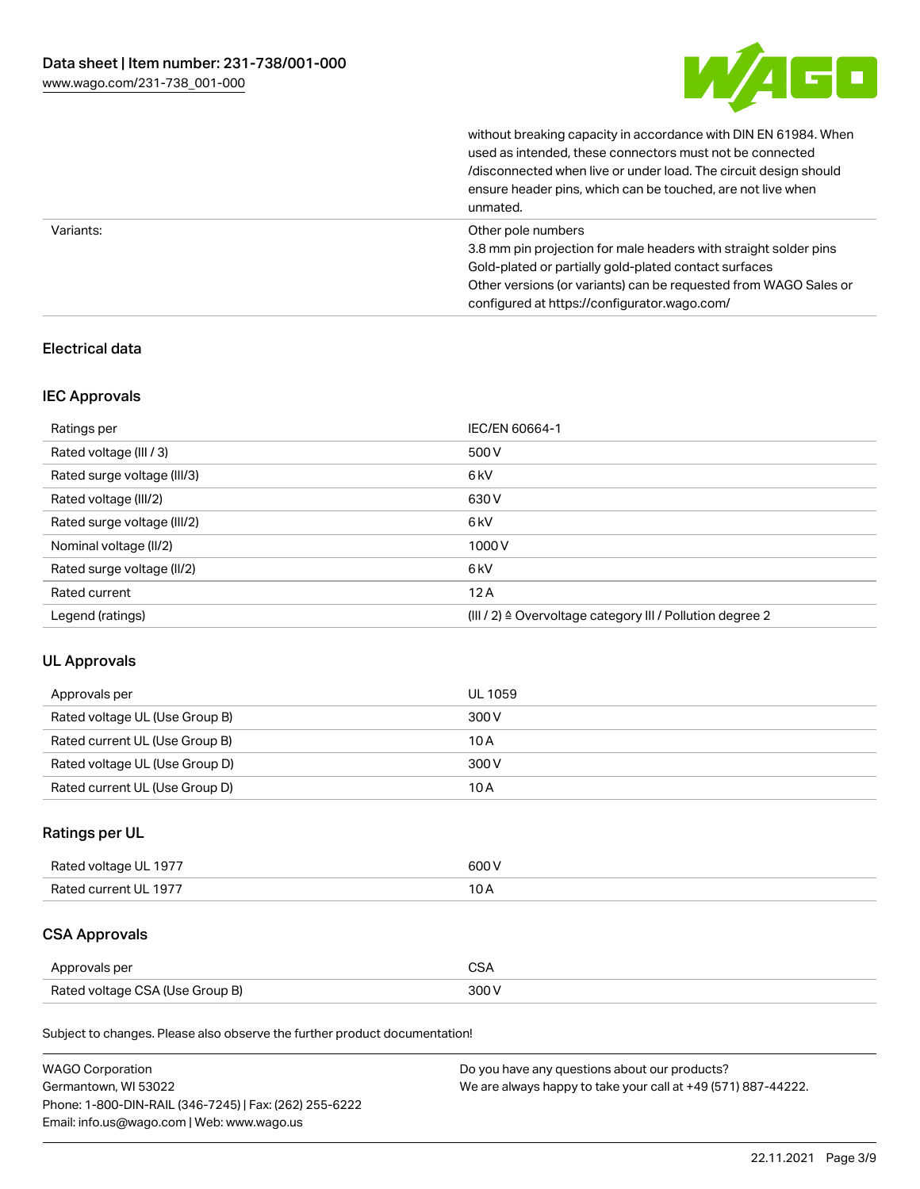| | |
|---|---|
| | without breaking capacity in accordance with DIN EN 61984. When used as intended, these connectors must not be connected /disconnected when live or under load. The circuit design should ensure header pins, which can be touched, are not live when unmated. |
| Variants: | Other pole numbers<br>3.8 mm pin projection for male headers with straight solder pins<br>Gold-plated or partially gold-plated contact surfaces<br>Other versions (or variants) can be requested from WAGO Sales or configured at https://configurator.wago.com/ |

## Electrical data

### IEC Approvals

| | |
|---|---|
| Ratings per | IEC/EN 60664-1 |
| Rated voltage (III / 3) | 500 V |
| Rated surge voltage (III/3) | 6 kV |
| Rated voltage (III/2) | 630 V |
| Rated surge voltage (III/2) | 6 kV |
| Nominal voltage (II/2) | 1000 V |
| Rated surge voltage (II/2) | 6 kV |
| Rated current | 12 A |
| Legend (ratings) | (III / 2) ≙ Overvoltage category III / Pollution degree 2 |

### UL Approvals

| | |
|---|---|
| Approvals per | UL 1059 |
| Rated voltage UL (Use Group B) | 300 V |
| Rated current UL (Use Group B) | 10 A |
| Rated voltage UL (Use Group D) | 300 V |
| Rated current UL (Use Group D) | 10 A |

### Ratings per UL

| | |
|---|---|
| Rated voltage UL 1977 | 600 V |
| Rated current UL 1977 | 10 A |

### CSA Approvals

| | |
|---|---|
| Approvals per | CSA |
| Rated voltage CSA (Use Group B) | 300 V |

Subject to changes. Please also observe the further product documentation!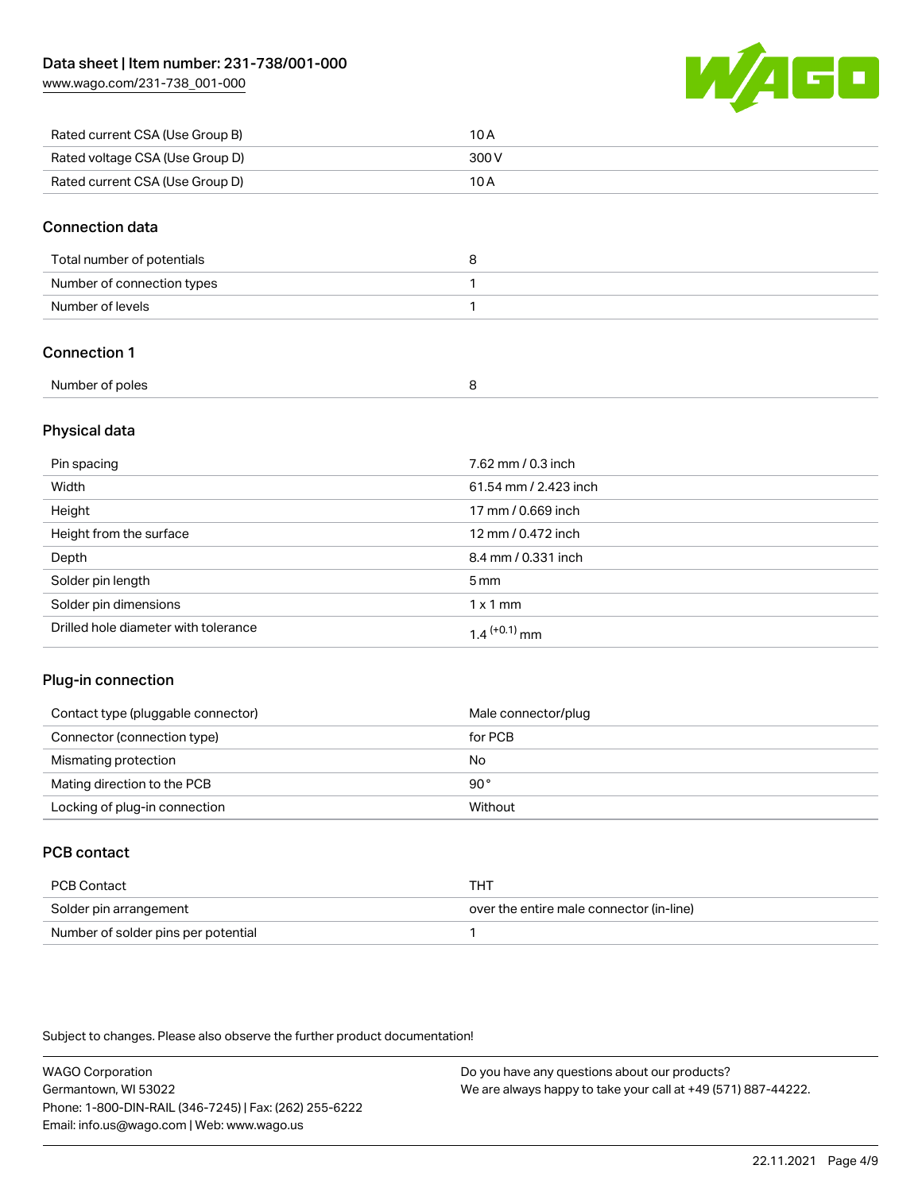| | |
|---|---|
| Rated current CSA (Use Group B) | 10 A |
| Rated voltage CSA (Use Group D) | 300 V |
| Rated current CSA (Use Group D) | 10 A |

## Connection data

| | |
|---|---|
| Total number of potentials | 8 |
| Number of connection types | 1 |
| Number of levels | 1 |

## Connection 1

| | |
|---|---|
| Number of poles | 8 |

## Physical data

| | |
|---|---|
| Pin spacing | 7.62 mm / 0.3 inch |
| Width | 61.54 mm / 2.423 inch |
| Height | 17 mm / 0.669 inch |
| Height from the surface | 12 mm / 0.472 inch |
| Depth | 8.4 mm / 0.331 inch |
| Solder pin length | 5 mm |
| Solder pin dimensions | 1 x 1 mm |
| Drilled hole diameter with tolerance | $1.4^{(+0.1)}$ mm |

## Plug-in connection

| | |
|---|---|
| Contact type (pluggable connector) | Male connector/plug |
| Connector (connection type) | for PCB |
| Mismating protection | No |
| Mating direction to the PCB | 90° |
| Locking of plug-in connection | Without |

## PCB contact

| | |
|---|---|
| PCB Contact | THT |
| Solder pin arrangement | over the entire male connector (in-line) |
| Number of solder pins per potential | 1 |

Subject to changes. Please also observe the further product documentation!

WAGO Corporation
Germantown, WI 53022
Phone: 1-800-DIN-RAIL (346-7245) | Fax: (262) 255-6222
Email: info.us@wago.com | Web: www.wago.us

Do you have any questions about our products?
We are always happy to take your call at +49 (571) 887-44222.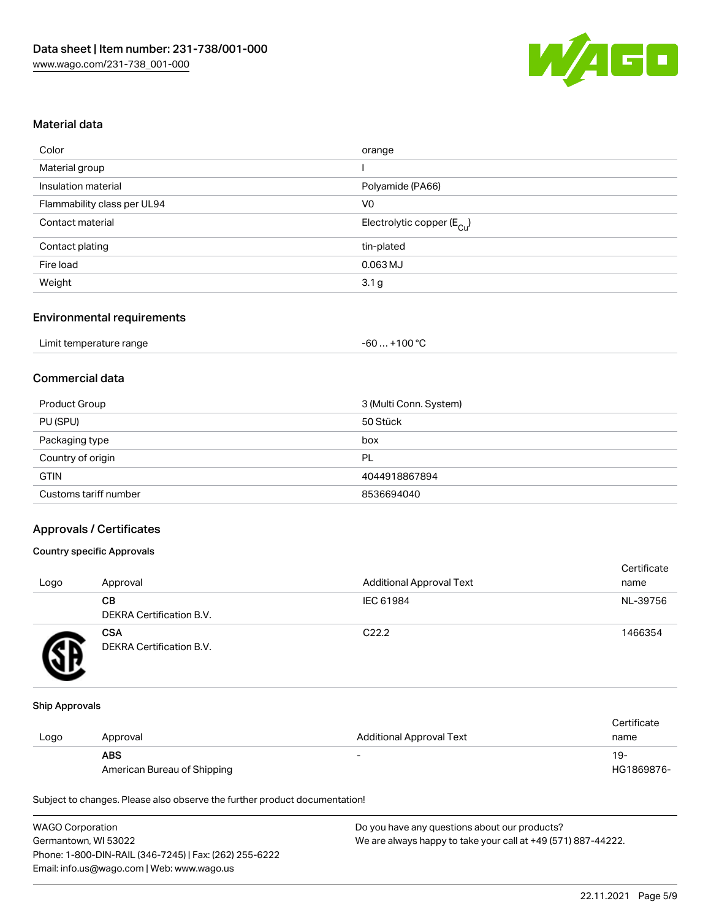## Material data

| | |
|---|---|
| Color | orange |
| Material group | I |
| Insulation material | Polyamide (PA66) |
| Flammability class per UL94 | V0 |
| Contact material | Electrolytic copper ($E_{Cu}$) |
| Contact plating | tin-plated |
| Fire load | 0.063 MJ |
| Weight | 3.1 g |

## Environmental requirements

| | |
|---|---|
| Limit temperature range | -60 … +100 °C |

## Commercial data

| | |
|---|---|
| Product Group | 3 (Multi Conn. System) |
| PU (SPU) | 50 Stück |
| Packaging type | box |
| Country of origin | PL |
| GTIN | 4044918867894 |
| Customs tariff number | 8536694040 |

## Approvals / Certificates

### Country specific Approvals

| Logo | Approval | Additional Approval Text | Certificate name |
|---|---|---|---|
| | **CB**<br>DEKRA Certification B.V. | IEC 61984 | NL-39756 |
| | **CSA**<br>DEKRA Certification B.V. | C22.2 | 1466354 |

### Ship Approvals

| Logo | Approval | Additional Approval Text | Certificate name |
|---|---|---|---|
| | **ABS**<br>American Bureau of Shipping | - | 19-HG1869876- |

Subject to changes. Please also observe the further product documentation!

WAGO Corporation
Germantown, WI 53022
Phone: 1-800-DIN-RAIL (346-7245) | Fax: (262) 255-6222
Email: info.us@wago.com | Web: www.wago.us

Do you have any questions about our products?
We are always happy to take your call at +49 (571) 887-44222.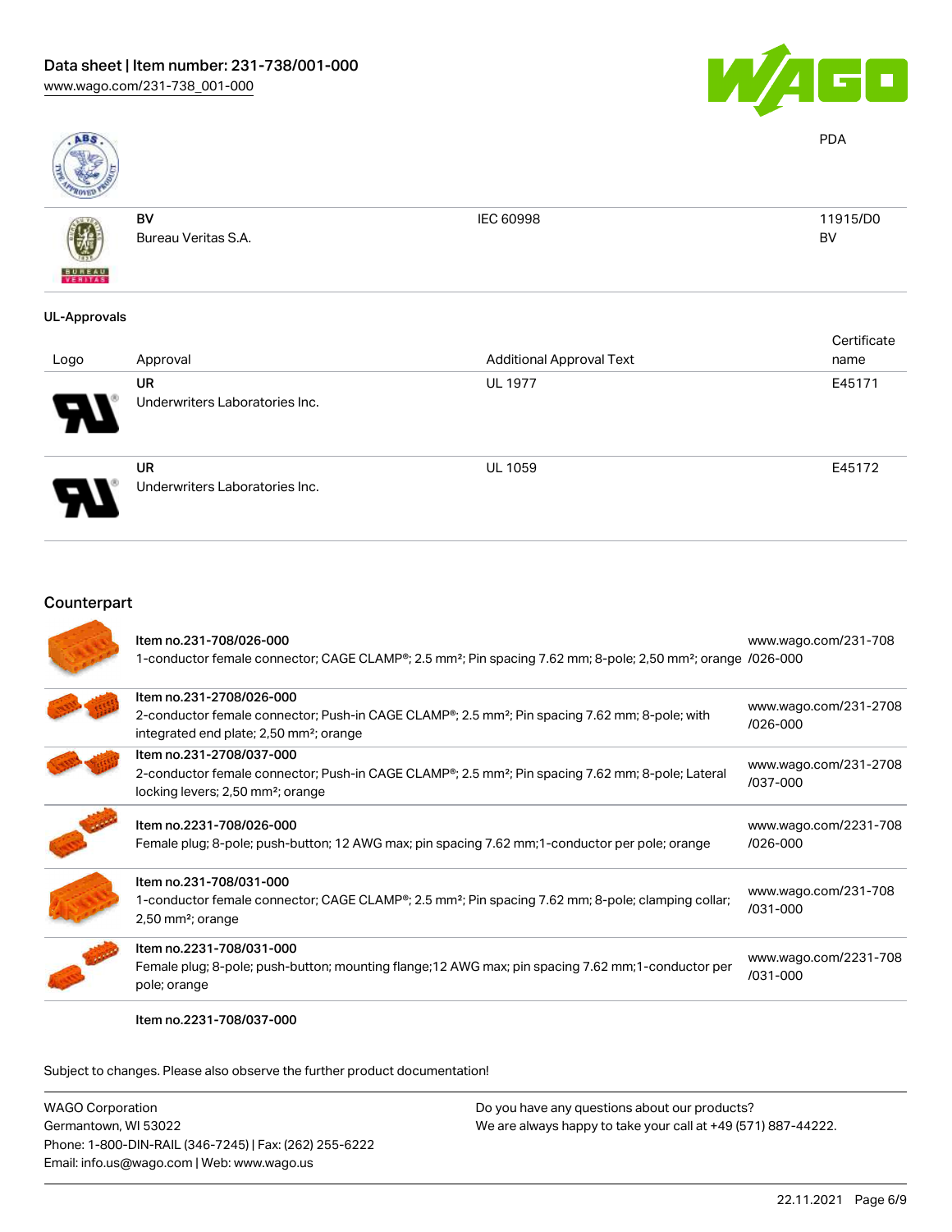PDA

| | | | |
|---|---|---|---|
| | BV<br>Bureau Veritas S.A. | IEC 60998 | 11915/D0<br>BV |

UL-Approvals

| Logo | Approval | Additional Approval Text | Certificate name |
|---|---|---|---|
| | UR<br>Underwriters Laboratories Inc. | UL 1977 | E45171 |
| | UR<br>Underwriters Laboratories Inc. | UL 1059 | E45172 |

## Counterpart

| | | |
|---|---|---|
| | Item no.231-708/026-000<br>1-conductor female connector; CAGE CLAMP®; 2.5 mm²; Pin spacing 7.62 mm; 8-pole; 2,50 mm²; orange | www.wago.com/231-708/026-000 |
| | Item no.231-2708/026-000<br>2-conductor female connector; Push-in CAGE CLAMP®; 2.5 mm²; Pin spacing 7.62 mm; 8-pole; with integrated end plate; 2,50 mm²; orange | www.wago.com/231-2708/026-000 |
| | Item no.231-2708/037-000<br>2-conductor female connector; Push-in CAGE CLAMP®; 2.5 mm²; Pin spacing 7.62 mm; 8-pole; Lateral locking levers; 2,50 mm²; orange | www.wago.com/231-2708/037-000 |
| | Item no.2231-708/026-000<br>Female plug; 8-pole; push-button; 12 AWG max; pin spacing 7.62 mm;1-conductor per pole; orange | www.wago.com/2231-708/026-000 |
| | Item no.231-708/031-000<br>1-conductor female connector; CAGE CLAMP®; 2.5 mm²; Pin spacing 7.62 mm; 8-pole; clamping collar; 2,50 mm²; orange | www.wago.com/231-708/031-000 |
| | Item no.2231-708/031-000<br>Female plug; 8-pole; push-button; mounting flange;12 AWG max; pin spacing 7.62 mm;1-conductor per pole; orange | www.wago.com/2231-708/031-000 |
| | Item no.2231-708/037-000 | |

Subject to changes. Please also observe the further product documentation!

WAGO Corporation
Germantown, WI 53022
Phone: 1-800-DIN-RAIL (346-7245) | Fax: (262) 255-6222
Email: info.us@wago.com | Web: www.wago.us

Do you have any questions about our products?
We are always happy to take your call at +49 (571) 887-44222.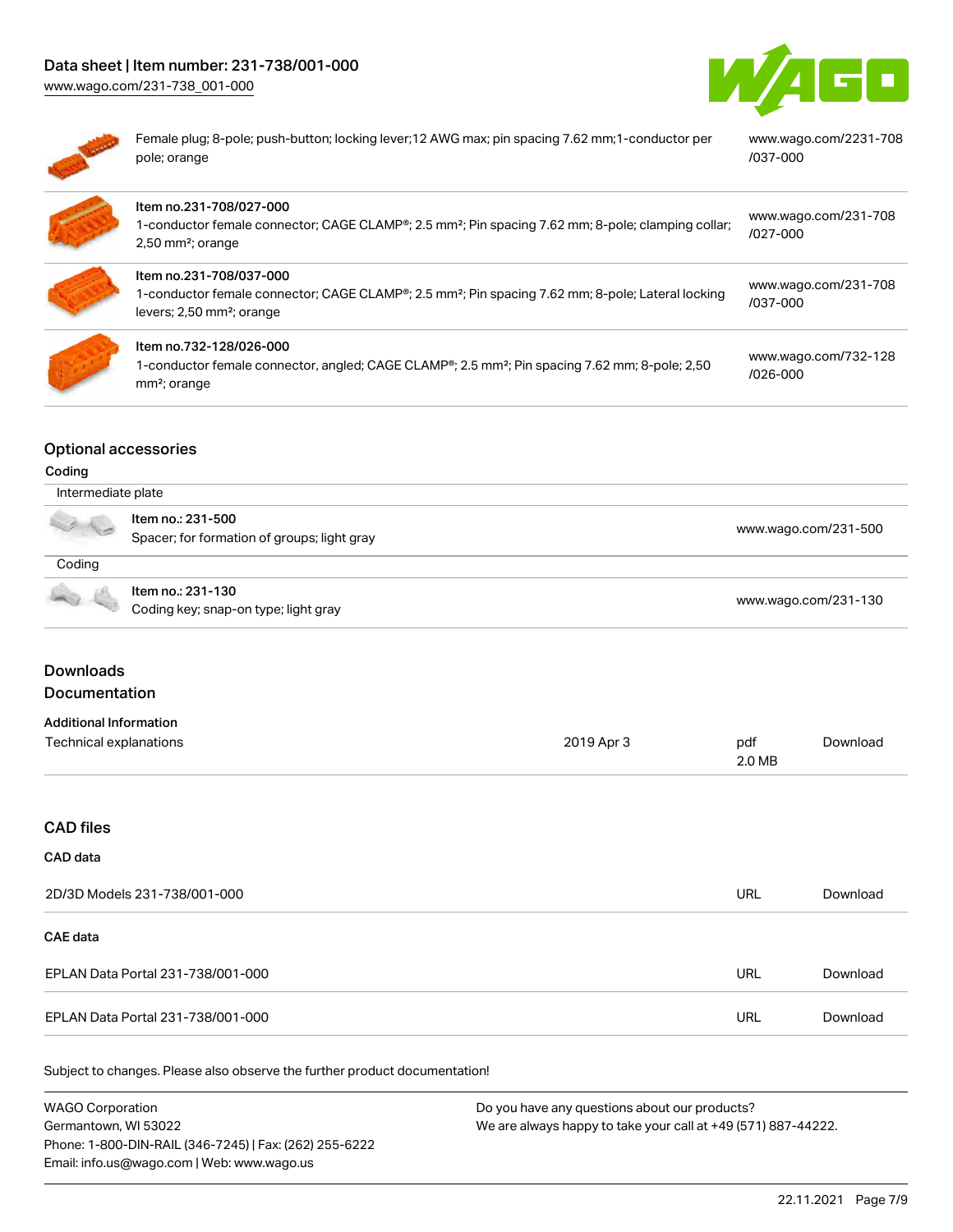| | | |
|---|---|---|
| | Female plug; 8-pole; push-button; locking lever;12 AWG max; pin spacing 7.62 mm;1-conductor per pole; orange | www.wago.com/2231-708/037-000 |
| | Item no.231-708/027-000<br>1-conductor female connector; CAGE CLAMP®; 2.5 mm²; Pin spacing 7.62 mm; 8-pole; clamping collar; 2,50 mm²; orange | www.wago.com/231-708/027-000 |
| | Item no.231-708/037-000<br>1-conductor female connector; CAGE CLAMP®; 2.5 mm²; Pin spacing 7.62 mm; 8-pole; Lateral locking levers; 2,50 mm²; orange | www.wago.com/231-708/037-000 |
| | Item no.732-128/026-000<br>1-conductor female connector, angled; CAGE CLAMP®; 2.5 mm²; Pin spacing 7.62 mm; 8-pole; 2,50 mm²; orange | www.wago.com/732-128/026-000 |

## Optional accessories

### Coding

| | | |
|---|---|---|
| Intermediate plate | | |
| | Item no.: 231-500<br>Spacer; for formation of groups; light gray | www.wago.com/231-500 |
| Coding | | |
| | Item no.: 231-130<br>Coding key; snap-on type; light gray | www.wago.com/231-130 |

## Downloads

## Documentation

### Additional Information

| | | | |
|---|---|---|---|
| Technical explanations | 2019 Apr 3 | pdf<br>2.0 MB | Download |

## CAD files

### CAD data

| | | |
|---|---|---|
| 2D/3D Models 231-738/001-000 | URL | Download |

### CAE data

| | | |
|---|---|---|
| EPLAN Data Portal 231-738/001-000 | URL | Download |
| EPLAN Data Portal 231-738/001-000 | URL | Download |

Subject to changes. Please also observe the further product documentation!

WAGO Corporation
Germantown, WI 53022
Phone: 1-800-DIN-RAIL (346-7245) | Fax: (262) 255-6222
Email: info.us@wago.com | Web: www.wago.us

Do you have any questions about our products?
We are always happy to take your call at +49 (571) 887-44222.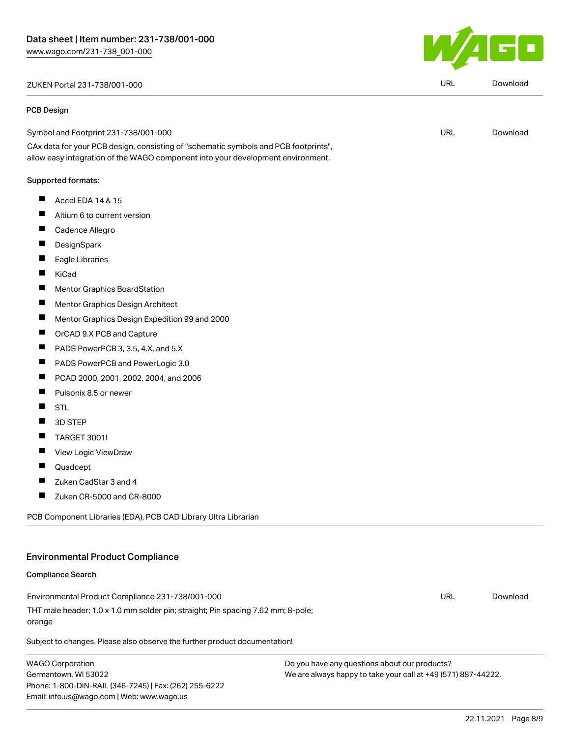| | | |
|---|---|---|
| ZUKEN Portal 231-738/001-000 | URL | Download |

### PCB Design

| | | |
|---|---|---|
| Symbol and Footprint 231-738/001-000<br>CAx data for your PCB design, consisting of "schematic symbols and PCB footprints", allow easy integration of the WAGO component into your development environment. | URL | Download |

Supported formats:

- Accel EDA 14 & 15
- Altium 6 to current version
- Cadence Allegro
- DesignSpark
- Eagle Libraries
- KiCad
- Mentor Graphics BoardStation
- Mentor Graphics Design Architect
- Mentor Graphics Design Expedition 99 and 2000
- OrCAD 9.X PCB and Capture
- PADS PowerPCB 3, 3.5, 4.X, and 5.X
- PADS PowerPCB and PowerLogic 3.0
- PCAD 2000, 2001, 2002, 2004, and 2006
- Pulsonix 8.5 or newer
- STL
- 3D STEP
- TARGET 3001!
- View Logic ViewDraw
- Quadcept
- Zuken CadStar 3 and 4
- Zuken CR-5000 and CR-8000

PCB Component Libraries (EDA), PCB CAD Library Ultra Librarian

## Environmental Product Compliance

### Compliance Search

| | | |
|---|---|---|
| Environmental Product Compliance 231-738/001-000<br>THT male header; 1.0 x 1.0 mm solder pin; straight; Pin spacing 7.62 mm; 8-pole; orange | URL | Download |

Subject to changes. Please also observe the further product documentation!

WAGO Corporation
Germantown, WI 53022
Phone: 1-800-DIN-RAIL (346-7245) | Fax: (262) 255-6222
Email: info.us@wago.com | Web: www.wago.us

Do you have any questions about our products?
We are always happy to take your call at +49 (571) 887-44222.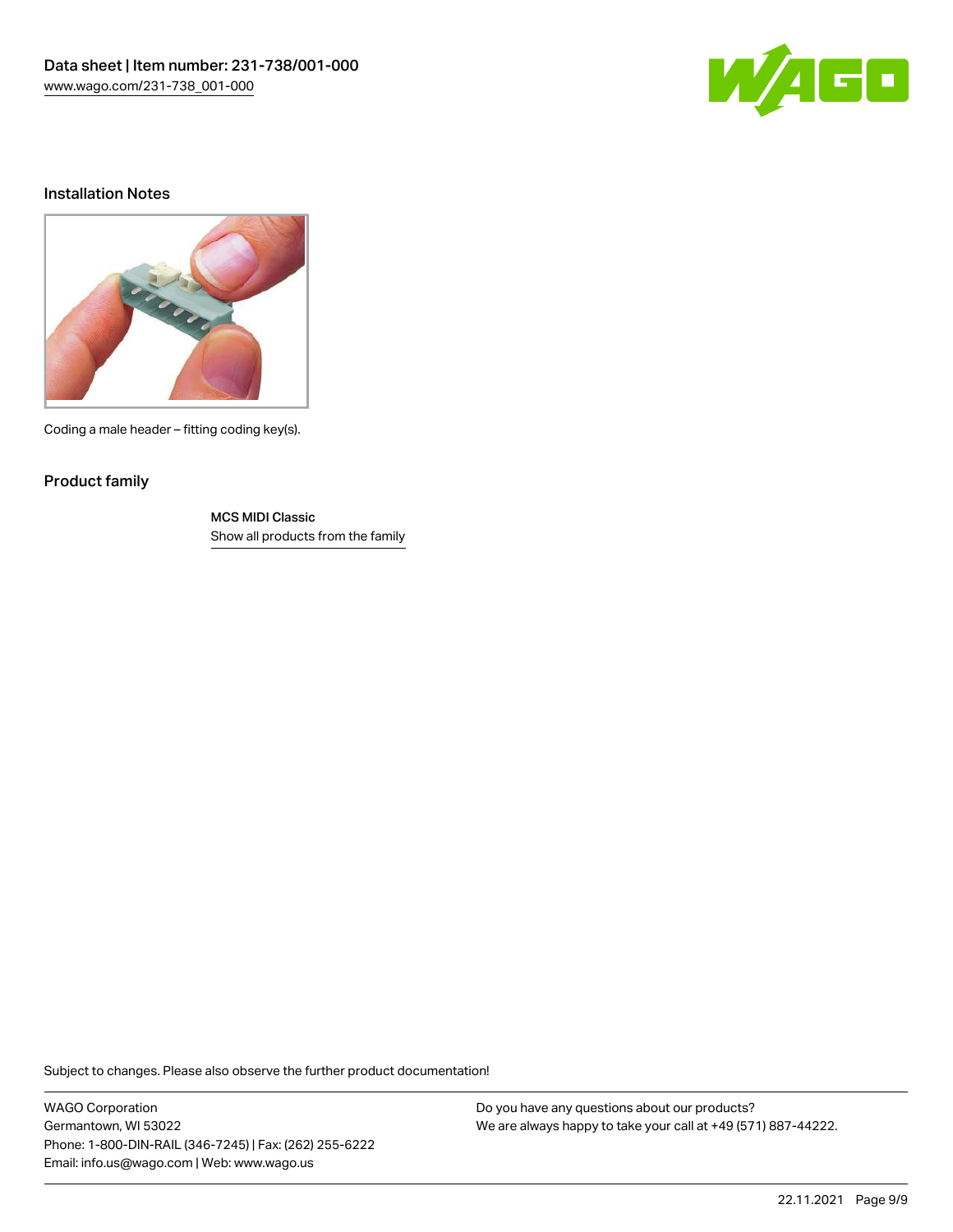## Installation Notes

Coding a male header – fitting coding key(s).

## Product family

MCS MIDI Classic
Show all products from the family

Subject to changes. Please also observe the further product documentation!

WAGO Corporation
Germantown, WI 53022
Phone: 1-800-DIN-RAIL (346-7245) | Fax: (262) 255-6222
Email: info.us@wago.com | Web: www.wago.us

Do you have any questions about our products?
We are always happy to take your call at +49 (571) 887-44222.